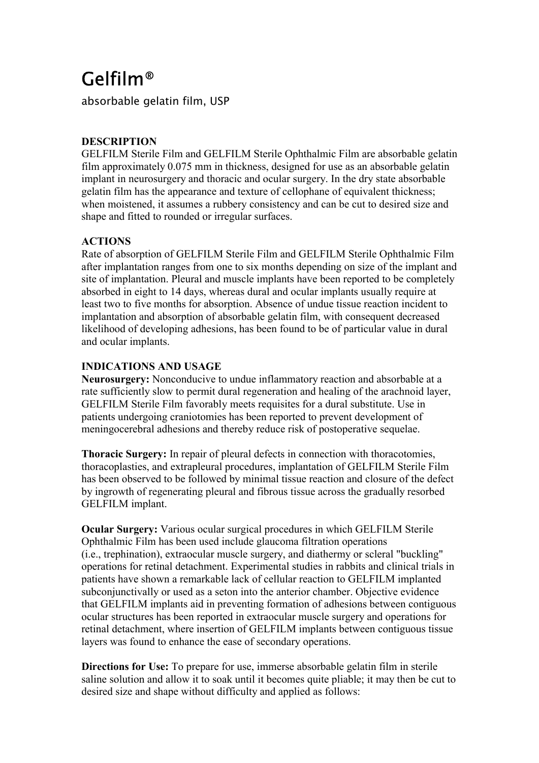# Gelfilm®

absorbable gelatin film, USP

## DESCRIPTION

GELFILM Sterile Film and GELFILM Sterile Ophthalmic Film are absorbable gelatin film approximately 0.075 mm in thickness, designed for use as an absorbable gelatin implant in neurosurgery and thoracic and ocular surgery. In the dry state absorbable gelatin film has the appearance and texture of cellophane of equivalent thickness; when moistened, it assumes a rubbery consistency and can be cut to desired size and shape and fitted to rounded or irregular surfaces.

## ACTIONS

Rate of absorption of GELFILM Sterile Film and GELFILM Sterile Ophthalmic Film after implantation ranges from one to six months depending on size of the implant and site of implantation. Pleural and muscle implants have been reported to be completely absorbed in eight to 14 days, whereas dural and ocular implants usually require at least two to five months for absorption. Absence of undue tissue reaction incident to implantation and absorption of absorbable gelatin film, with consequent decreased likelihood of developing adhesions, has been found to be of particular value in dural and ocular implants.

## INDICATIONS AND USAGE

**Neurosurgery:** Nonconducive to undue inflammatory reaction and absorbable at a rate sufficiently slow to permit dural regeneration and healing of the arachnoid layer, GELFILM Sterile Film favorably meets requisites for a dural substitute. Use in patients undergoing craniotomies has been reported to prevent development of meningocerebral adhesions and thereby reduce risk of postoperative sequelae.

**Thoracic Surgery:** In repair of pleural defects in connection with thoracotomies, thoracoplasties, and extrapleural procedures, implantation of GELFILM Sterile Film has been observed to be followed by minimal tissue reaction and closure of the defect by ingrowth of regenerating pleural and fibrous tissue across the gradually resorbed GELFILM implant.

**Ocular Surgery:** Various ocular surgical procedures in which GELFILM Sterile Ophthalmic Film has been used include glaucoma filtration operations (i.e., trephination), extraocular muscle surgery, and diathermy or scleral "buckling" operations for retinal detachment. Experimental studies in rabbits and clinical trials in patients have shown a remarkable lack of cellular reaction to GELFILM implanted subconjunctivally or used as a seton into the anterior chamber. Objective evidence that GELFILM implants aid in preventing formation of adhesions between contiguous ocular structures has been reported in extraocular muscle surgery and operations for retinal detachment, where insertion of GELFILM implants between contiguous tissue layers was found to enhance the ease of secondary operations.

**Directions for Use:** To prepare for use, immerse absorbable gelatin film in sterile saline solution and allow it to soak until it becomes quite pliable; it may then be cut to desired size and shape without difficulty and applied as follows: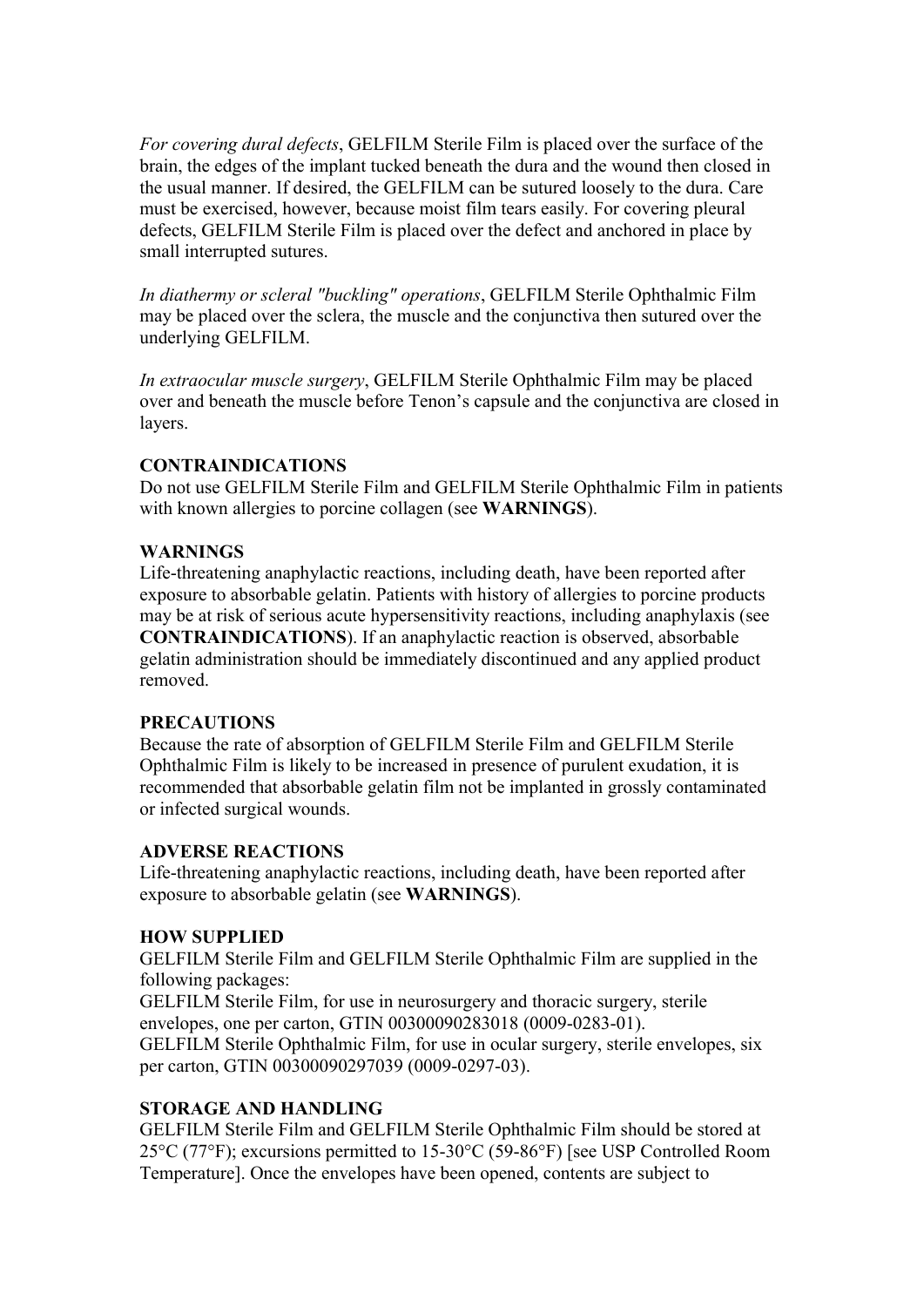*For covering dural defects*, GELFILM Sterile Film is placed over the surface of the brain, the edges of the implant tucked beneath the dura and the wound then closed in the usual manner. If desired, the GELFILM can be sutured loosely to the dura. Care must be exercised, however, because moist film tears easily. For covering pleural defects, GELFILM Sterile Film is placed over the defect and anchored in place by small interrupted sutures.

*In diathermy or scleral "buckling" operations*, GELFILM Sterile Ophthalmic Film may be placed over the sclera, the muscle and the conjunctiva then sutured over the underlying GELFILM.

*In extraocular muscle surgery*, GELFILM Sterile Ophthalmic Film may be placed over and beneath the muscle before Tenon's capsule and the conjunctiva are closed in layers.

**CONTRAINDICATIONS**

Do not use GELFILM Sterile Film and GELFILM Sterile Ophthalmic Film in patients with known allergies to porcine collagen (see **WARNINGS**).

**WARNINGS**

Life-threatening anaphylactic reactions, including death, have been reported after exposure to absorbable gelatin. Patients with history of allergies to porcine products may be at risk of serious acute hypersensitivity reactions, including anaphylaxis (see **CONTRAINDICATIONS**). If an anaphylactic reaction is observed, absorbable gelatin administration should be immediately discontinued and any applied product removed.

**PRECAUTIONS**

Because the rate of absorption of GELFILM Sterile Film and GELFILM Sterile Ophthalmic Film is likely to be increased in presence of purulent exudation, it is recommended that absorbable gelatin film not be implanted in grossly contaminated or infected surgical wounds.

**ADVERSE REACTIONS**

Life-threatening anaphylactic reactions, including death, have been reported after exposure to absorbable gelatin (see **WARNINGS**).

**HOW SUPPLIED**

GELFILM Sterile Film and GELFILM Sterile Ophthalmic Film are supplied in the following packages:

GELFILM Sterile Film, for use in neurosurgery and thoracic surgery, sterile envelopes, one per carton, GTIN 00300090283018 (0009-0283-01).

GELFILM Sterile Ophthalmic Film, for use in ocular surgery, sterile envelopes, six per carton, GTIN 00300090297039 (0009-0297-03).

**STORAGE AND HANDLING**

GELFILM Sterile Film and GELFILM Sterile Ophthalmic Film should be stored at 25°C (77°F); excursions permitted to 15-30°C (59-86°F) [see USP Controlled Room Temperature]. Once the envelopes have been opened, contents are subject to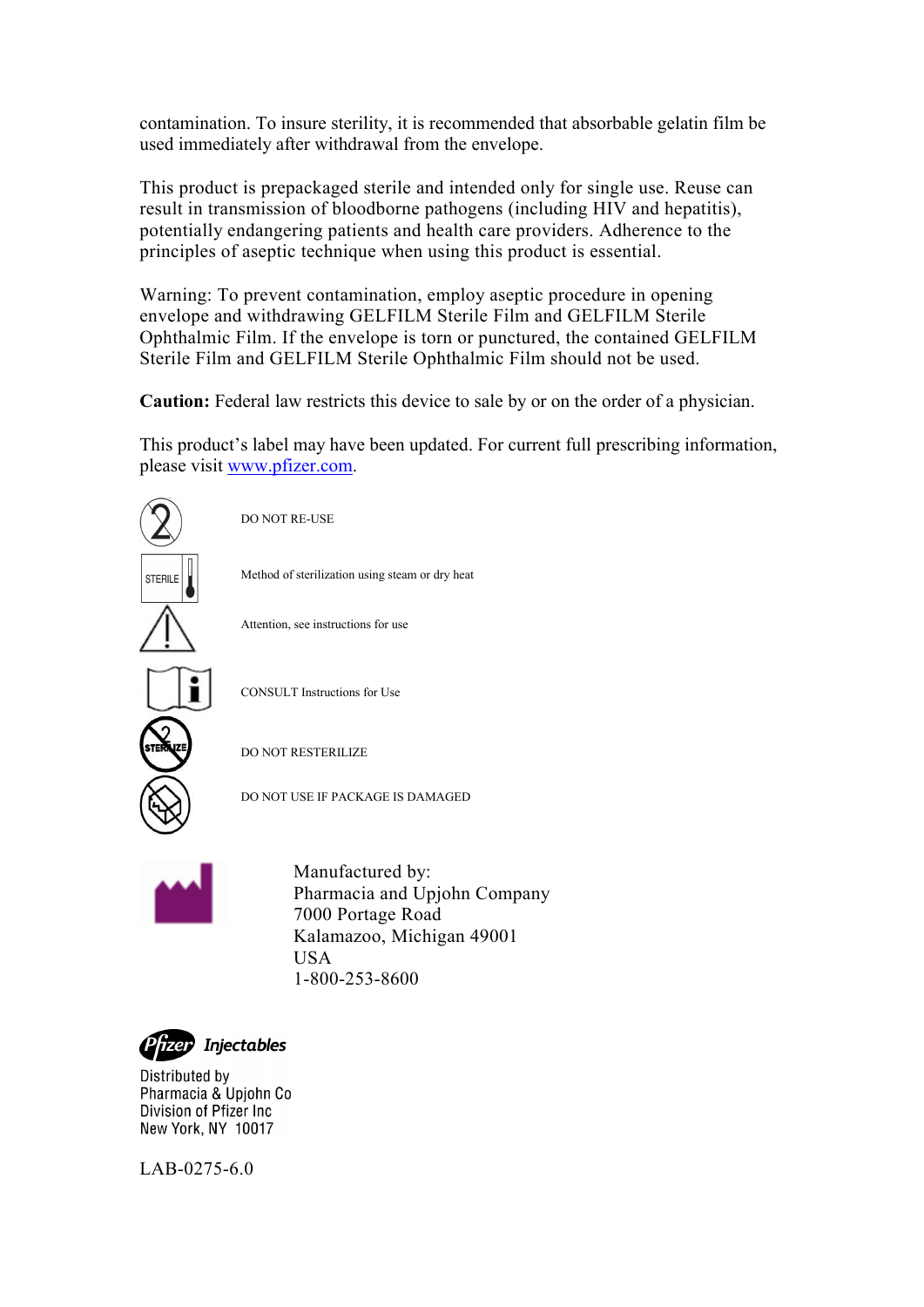contamination. To insure sterility, it is recommended that absorbable gelatin film be used immediately after withdrawal from the envelope.

This product is prepackaged sterile and intended only for single use. Reuse can result in transmission of bloodborne pathogens (including HIV and hepatitis), potentially endangering patients and health care providers. Adherence to the principles of aseptic technique when using this product is essential.

Warning: To prevent contamination, employ aseptic procedure in opening envelope and withdrawing GELFILM Sterile Film and GELFILM Sterile Ophthalmic Film. If the envelope is torn or punctured, the contained GELFILM Sterile Film and GELFILM Sterile Ophthalmic Film should not be used.

**Caution:** Federal law restricts this device to sale by or on the order of a physician.

This product's label may have been updated. For current full prescribing information, please visit www.pfizer.com.

DO NOT RE-USE

Method of sterilization using steam or dry heat

Attention, see instructions for use

CONSULT Instructions for Use

DO NOT RESTERILIZE

DO NOT USE IF PACKAGE IS DAMAGED

Manufactured by:
Pharmacia and Upjohn Company
7000 Portage Road
Kalamazoo, Michigan 49001
USA
1-800-253-8600

Pfizer Injectables

Distributed by
Pharmacia & Upjohn Co
Division of Pfizer Inc
New York, NY 10017

LAB-0275-6.0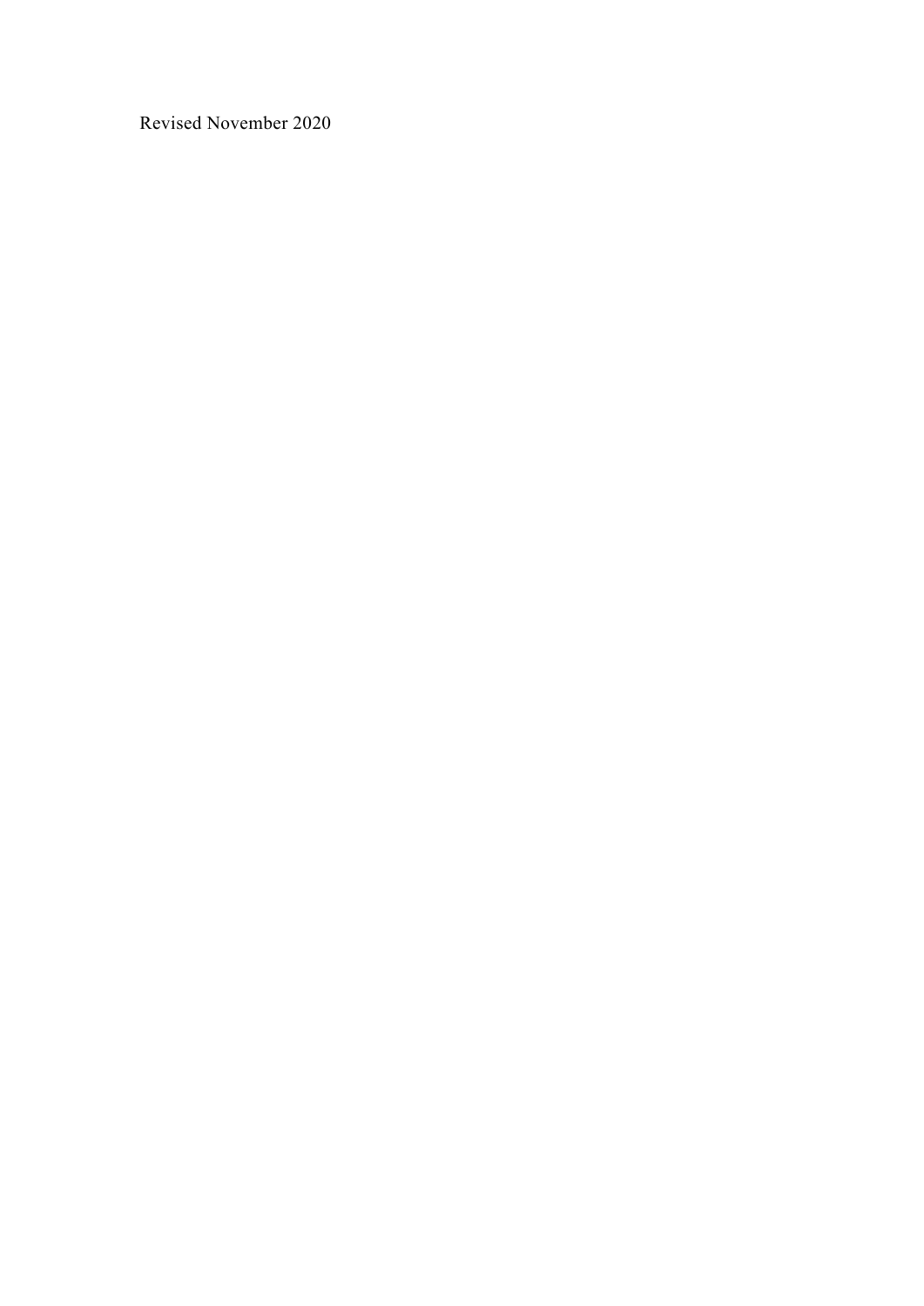Revised November 2020